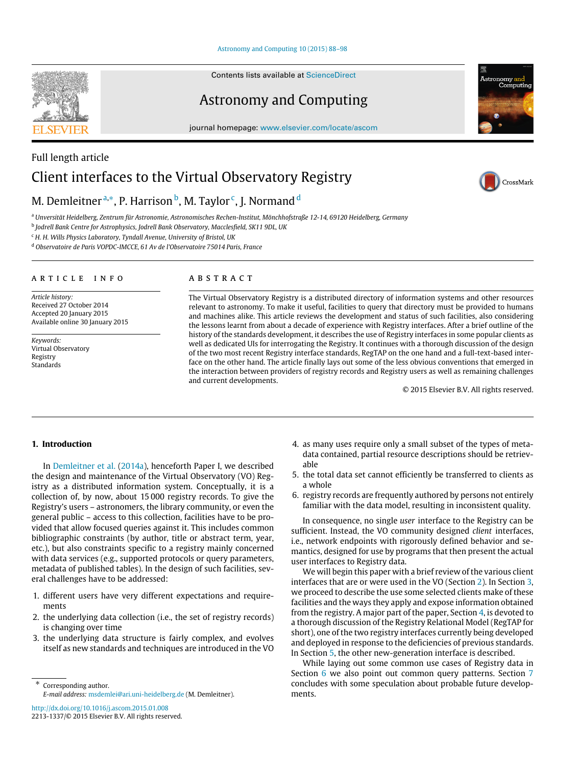Contents lists available at ScienceDirect

# Astronomy and Computing

journal homepage: www.elsevier.com/locate/ascom

Full length article

# Client interfaces to the Virtual Observatory Registry

M. Demleitner [a,*], P. Harrison [b], M. Taylor [c], J. Normand [d]

[a] Universität Heidelberg, Zentrum für Astronomie, Astronomisches Rechen-Institut, Mönchhofstraße 12-14, 69120 Heidelberg, Germany

[b] Jodrell Bank Centre for Astrophysics, Jodrell Bank Observatory, Macclesfield, SK11 9DL, UK

[c] H. H. Wills Physics Laboratory, Tyndall Avenue, University of Bristol, UK

[d] Observatoire de Paris VOPDC-IMCCE, 61 Av de l'Observatoire 75014 Paris, France

## ARTICLE INFO

*Article history:*
Received 27 October 2014
Accepted 20 January 2015
Available online 30 January 2015

*Keywords:*
Virtual Observatory
Registry
Standards

## ABSTRACT

The Virtual Observatory Registry is a distributed directory of information systems and other resources relevant to astronomy. To make it useful, facilities to query that directory must be provided to humans and machines alike. This article reviews the development and status of such facilities, also considering the lessons learnt from about a decade of experience with Registry interfaces. After a brief outline of the history of the standards development, it describes the use of Registry interfaces in some popular clients as well as dedicated UIs for interrogating the Registry. It continues with a thorough discussion of the design of the two most recent Registry interface standards, RegTAP on the one hand and a full-text-based interface on the other hand. The article finally lays out some of the less obvious conventions that emerged in the interaction between providers of registry records and Registry users as well as remaining challenges and current developments.

© 2015 Elsevier B.V. All rights reserved.

## 1. Introduction

In Demleitner et al. (2014a), henceforth Paper I, we described the design and maintenance of the Virtual Observatory (VO) Registry as a distributed information system. Conceptually, it is a collection of, by now, about 15 000 registry records. To give the Registry's users – astronomers, the library community, or even the general public – access to this collection, facilities have to be provided that allow focused queries against it. This includes common bibliographic constraints (by author, title or abstract term, year, etc.), but also constraints specific to a registry mainly concerned with data services (e.g., supported protocols or query parameters, metadata of published tables). In the design of such facilities, several challenges have to be addressed:

1. different users have very different expectations and requirements
2. the underlying data collection (i.e., the set of registry records) is changing over time
3. the underlying data structure is fairly complex, and evolves itself as new standards and techniques are introduced in the VO
4. as many uses require only a small subset of the types of metadata contained, partial resource descriptions should be retrievable
5. the total data set cannot efficiently be transferred to clients as a whole
6. registry records are frequently authored by persons not entirely familiar with the data model, resulting in inconsistent quality.

In consequence, no single *user* interface to the Registry can be sufficient. Instead, the VO community designed *client* interfaces, i.e., network endpoints with rigorously defined behavior and semantics, designed for use by programs that then present the actual user interfaces to Registry data.

We will begin this paper with a brief review of the various client interfaces that are or were used in the VO (Section 2). In Section 3, we proceed to describe the use some selected clients make of these facilities and the ways they apply and expose information obtained from the registry. A major part of the paper, Section 4, is devoted to a thorough discussion of the Registry Relational Model (RegTAP for short), one of the two registry interfaces currently being developed and deployed in response to the deficiencies of previous standards. In Section 5, the other new-generation interface is described.

While laying out some common use cases of Registry data in Section 6 we also point out common query patterns. Section 7 concludes with some speculation about probable future developments.

* Corresponding author.
*E-mail address:* msdemlei@ari.uni-heidelberg.de (M. Demleitner).

http://dx.doi.org/10.1016/j.ascom.2015.01.008
2213-1337/© 2015 Elsevier B.V. All rights reserved.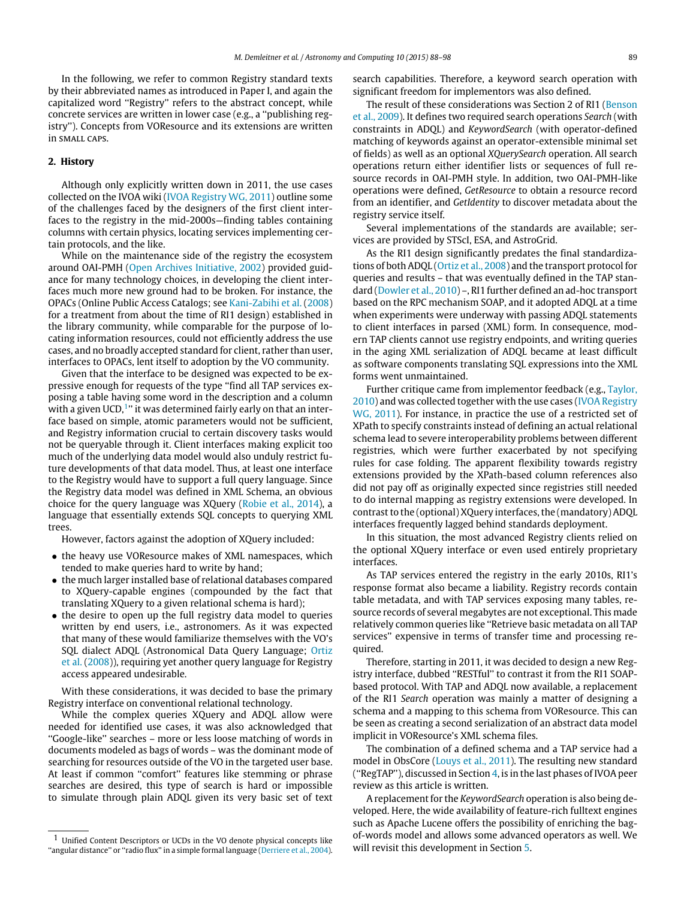In the following, we refer to common Registry standard texts by their abbreviated names as introduced in Paper I, and again the capitalized word "Registry" refers to the abstract concept, while concrete services are written in lower case (e.g., a "publishing registry"). Concepts from VOResource and its extensions are written in SMALL CAPS.

## 2. History

Although only explicitly written down in 2011, the use cases collected on the IVOA wiki (IVOA Registry WG, 2011) outline some of the challenges faced by the designers of the first client interfaces to the registry in the mid-2000s—finding tables containing columns with certain physics, locating services implementing certain protocols, and the like.

While on the maintenance side of the registry the ecosystem around OAI-PMH (Open Archives Initiative, 2002) provided guidance for many technology choices, in developing the client interfaces much more new ground had to be broken. For instance, the OPACs (Online Public Access Catalogs; see Kani-Zabihi et al. (2008) for a treatment from about the time of RI1 design) established in the library community, while comparable for the purpose of locating information resources, could not efficiently address the use cases, and no broadly accepted standard for client, rather than user, interfaces to OPACs, lent itself to adoption by the VO community.

Given that the interface to be designed was expected to be expressive enough for requests of the type "find all TAP services exposing a table having some word in the description and a column with a given UCD,[1]" it was determined fairly early on that an interface based on simple, atomic parameters would not be sufficient, and Registry information crucial to certain discovery tasks would not be queryable through it. Client interfaces making explicit too much of the underlying data model would also unduly restrict future developments of that data model. Thus, at least one interface to the Registry would have to support a full query language. Since the Registry data model was defined in XML Schema, an obvious choice for the query language was XQuery (Robie et al., 2014), a language that essentially extends SQL concepts to querying XML trees.

However, factors against the adoption of XQuery included:

- the heavy use VOResource makes of XML namespaces, which tended to make queries hard to write by hand;
- the much larger installed base of relational databases compared to XQuery-capable engines (compounded by the fact that translating XQuery to a given relational schema is hard);
- the desire to open up the full registry data model to queries written by end users, i.e., astronomers. As it was expected that many of these would familiarize themselves with the VO's SQL dialect ADQL (Astronomical Data Query Language; Ortiz et al. (2008)), requiring yet another query language for Registry access appeared undesirable.

With these considerations, it was decided to base the primary Registry interface on conventional relational technology.

While the complex queries XQuery and ADQL allow were needed for identified use cases, it was also acknowledged that "Google-like" searches – more or less loose matching of words in documents modeled as bags of words – was the dominant mode of searching for resources outside of the VO in the targeted user base. At least if common "comfort" features like stemming or phrase searches are desired, this type of search is hard or impossible to simulate through plain ADQL given its very basic set of text search capabilities. Therefore, a keyword search operation with significant freedom for implementors was also defined.

The result of these considerations was Section 2 of RI1 (Benson et al., 2009). It defines two required search operations *Search* (with constraints in ADQL) and *KeywordSearch* (with operator-defined matching of keywords against an operator-extensible minimal set of fields) as well as an optional *XQuerySearch* operation. All search operations return either identifier lists or sequences of full resource records in OAI-PMH style. In addition, two OAI-PMH-like operations were defined, *GetResource* to obtain a resource record from an identifier, and *GetIdentity* to discover metadata about the registry service itself.

Several implementations of the standards are available; services are provided by STScI, ESA, and AstroGrid.

As the RI1 design significantly predates the final standardizations of both ADQL (Ortiz et al., 2008) and the transport protocol for queries and results – that was eventually defined in the TAP standard (Dowler et al., 2010) –, RI1 further defined an ad-hoc transport based on the RPC mechanism SOAP, and it adopted ADQL at a time when experiments were underway with passing ADQL statements to client interfaces in parsed (XML) form. In consequence, modern TAP clients cannot use registry endpoints, and writing queries in the aging XML serialization of ADQL became at least difficult as software components translating SQL expressions into the XML forms went unmaintained.

Further critique came from implementor feedback (e.g., Taylor, 2010) and was collected together with the use cases (IVOA Registry WG, 2011). For instance, in practice the use of a restricted set of XPath to specify constraints instead of defining an actual relational schema lead to severe interoperability problems between different registries, which were further exacerbated by not specifying rules for case folding. The apparent flexibility towards registry extensions provided by the XPath-based column references also did not pay off as originally expected since registries still needed to do internal mapping as registry extensions were developed. In contrast to the (optional) XQuery interfaces, the (mandatory) ADQL interfaces frequently lagged behind standards deployment.

In this situation, the most advanced Registry clients relied on the optional XQuery interface or even used entirely proprietary interfaces.

As TAP services entered the registry in the early 2010s, RI1's response format also became a liability. Registry records contain table metadata, and with TAP services exposing many tables, resource records of several megabytes are not exceptional. This made relatively common queries like "Retrieve basic metadata on all TAP services" expensive in terms of transfer time and processing required.

Therefore, starting in 2011, it was decided to design a new Registry interface, dubbed "RESTful" to contrast it from the RI1 SOAP-based protocol. With TAP and ADQL now available, a replacement of the RI1 *Search* operation was mainly a matter of designing a schema and a mapping to this schema from VOResource. This can be seen as creating a second serialization of an abstract data model implicit in VOResource's XML schema files.

The combination of a defined schema and a TAP service had a model in ObsCore (Louys et al., 2011). The resulting new standard ("RegTAP"), discussed in Section 4, is in the last phases of IVOA peer review as this article is written.

A replacement for the *KeywordSearch* operation is also being developed. Here, the wide availability of feature-rich fulltext engines such as Apache Lucene offers the possibility of enriching the bag-of-words model and allows some advanced operators as well. We will revisit this development in Section 5.

[1] Unified Content Descriptors or UCDs in the VO denote physical concepts like "angular distance" or "radio flux" in a simple formal language (Derriere et al., 2004).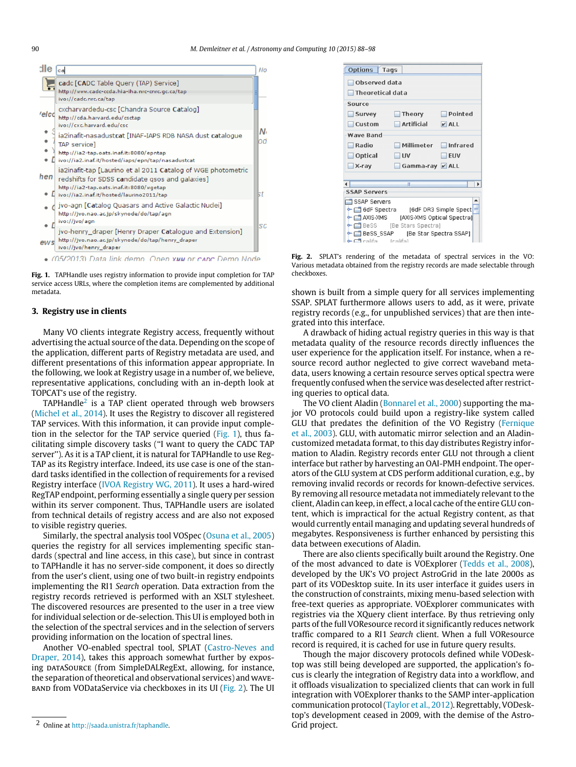Fig. 1. TAPHandle uses registry information to provide input completion for TAP service access URLs, where the completion items are complemented by additional metadata.

## 3. Registry use in clients

Many VO clients integrate Registry access, frequently without advertising the actual source of the data. Depending on the scope of the application, different parts of Registry metadata are used, and different presentations of this information appear appropriate. In the following, we look at Registry usage in a number of, we believe, representative applications, concluding with an in-depth look at TOPCAT's use of the registry.

TAPHandle[2] is a TAP client operated through web browsers (Michel et al., 2014). It uses the Registry to discover all registered TAP services. With this information, it can provide input completion in the selector for the TAP service queried (Fig. 1), thus facilitating simple discovery tasks ("I want to query the CADC TAP server"). As it is a TAP client, it is natural for TAPHandle to use RegTAP as its Registry interface. Indeed, its use case is one of the standard tasks identified in the collection of requirements for a revised Registry interface (IVOA Registry WG, 2011). It uses a hard-wired RegTAP endpoint, performing essentially a single query per session within its server component. Thus, TAPHandle users are isolated from technical details of registry access and are also not exposed to visible registry queries.

Similarly, the spectral analysis tool VOSpec (Osuna et al., 2005) queries the registry for all services implementing specific standards (spectral and line access, in this case), but since in contrast to TAPHandle it has no server-side component, it does so directly from the user's client, using one of two built-in registry endpoints implementing the RI1 *Search* operation. Data extraction from the registry records retrieved is performed with an XSLT stylesheet. The discovered resources are presented to the user in a tree view for individual selection or de-selection. This UI is employed both in the selection of the spectral services and in the selection of servers providing information on the location of spectral lines.

Another VO-enabled spectral tool, SPLAT (Castro-Neves and Draper, 2014), takes this approach somewhat further by exposing DATASOURCE (from SimpleDALRegExt, allowing, for instance, the separation of theoretical and observational services) and WAVEBAND from VODataService via checkboxes in its UI (Fig. 2). The UI shown is built from a simple query for all services implementing SSAP. SPLAT furthermore allows users to add, as it were, private registry records (e.g., for unpublished services) that are then integrated into this interface.

Fig. 2. SPLAT's rendering of the metadata of spectral services in the VO: Various metadata obtained from the registry records are made selectable through checkboxes.

A drawback of hiding actual registry queries in this way is that metadata quality of the resource records directly influences the user experience for the application itself. For instance, when a resource record author neglected to give correct waveband metadata, users knowing a certain resource serves optical spectra were frequently confused when the service was deselected after restricting queries to optical data.

The VO client Aladin (Bonnarel et al., 2000) supporting the major VO protocols could build upon a registry-like system called GLU that predates the definition of the VO Registry (Fernique et al., 2003). GLU, with automatic mirror selection and an Aladin-customized metadata format, to this day distributes Registry information to Aladin. Registry records enter GLU not through a client interface but rather by harvesting an OAI-PMH endpoint. The operators of the GLU system at CDS perform additional curation, e.g., by removing invalid records or records for known-defective services. By removing all resource metadata not immediately relevant to the client, Aladin can keep, in effect, a local cache of the entire GLU content, which is impractical for the actual Registry content, as that would currently entail managing and updating several hundreds of megabytes. Responsiveness is further enhanced by persisting this data between executions of Aladin.

There are also clients specifically built around the Registry. One of the most advanced to date is VOExplorer (Tedds et al., 2008), developed by the UK's VO project AstroGrid in the late 2000s as part of its VODesktop suite. In its user interface it guides users in the construction of constraints, mixing menu-based selection with free-text queries as appropriate. VOExplorer communicates with registries via the XQuery client interface. By thus retrieving only parts of the full VOResource record it significantly reduces network traffic compared to a RI1 *Search* client. When a full VOResource record is required, it is cached for use in future query results.

Though the major discovery protocols defined while VODesktop was still being developed are supported, the application's focus is clearly the integration of Registry data into a workflow, and it offloads visualization to specialized clients that can work in full integration with VOExplorer thanks to the SAMP inter-application communication protocol (Taylor et al., 2012). Regrettably, VODesktop's development ceased in 2009, with the demise of the AstroGrid project.

---

[2] Online at http://saada.unistra.fr/taphandle.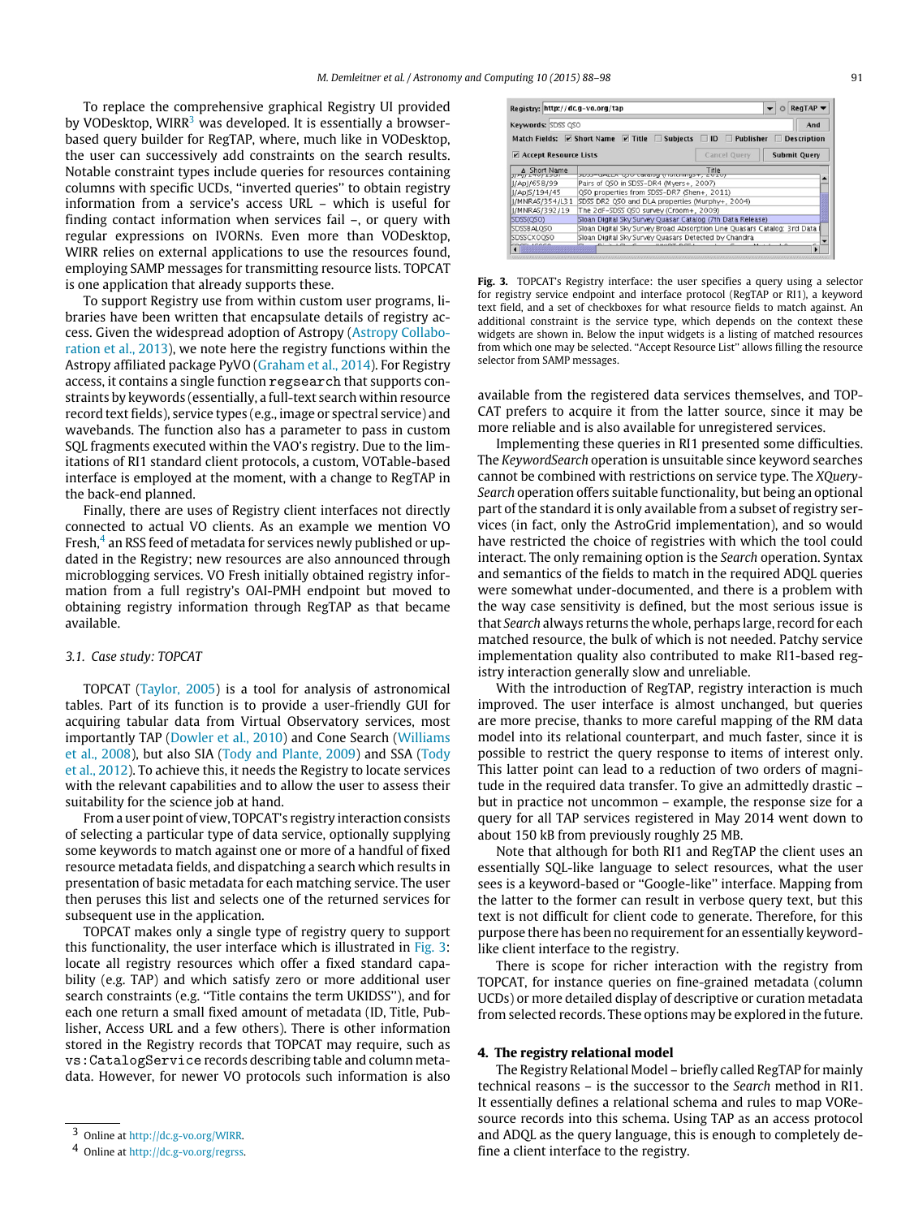To replace the comprehensive graphical Registry UI provided by VODesktop, WIRR[3] was developed. It is essentially a browser-based query builder for RegTAP, where, much like in VODesktop, the user can successively add constraints on the search results. Notable constraint types include queries for resources containing columns with specific UCDs, "inverted queries" to obtain registry information from a service's access URL – which is useful for finding contact information when services fail –, or query with regular expressions on IVORNs. Even more than VODesktop, WIRR relies on external applications to use the resources found, employing SAMP messages for transmitting resource lists. TOPCAT is one application that already supports these.

To support Registry use from within custom user programs, libraries have been written that encapsulate details of registry access. Given the widespread adoption of Astropy (Astropy Collaboration et al., 2013), we note here the registry functions within the Astropy affiliated package PyVO (Graham et al., 2014). For Registry access, it contains a single function `regsearch` that supports constraints by keywords (essentially, a full-text search within resource record text fields), service types (e.g., image or spectral service) and wavebands. The function also has a parameter to pass in custom SQL fragments executed within the VAO's registry. Due to the limitations of RI1 standard client protocols, a custom, VOTable-based interface is employed at the moment, with a change to RegTAP in the back-end planned.

Finally, there are uses of Registry client interfaces not directly connected to actual VO clients. As an example we mention VO Fresh,[4] an RSS feed of metadata for services newly published or updated in the Registry; new resources are also announced through microblogging services. VO Fresh initially obtained registry information from a full registry's OAI-PMH endpoint but moved to obtaining registry information through RegTAP as that became available.

### 3.1. Case study: TOPCAT

TOPCAT (Taylor, 2005) is a tool for analysis of astronomical tables. Part of its function is to provide a user-friendly GUI for acquiring tabular data from Virtual Observatory services, most importantly TAP (Dowler et al., 2010) and Cone Search (Williams et al., 2008), but also SIA (Tody and Plante, 2009) and SSA (Tody et al., 2012). To achieve this, it needs the Registry to locate services with the relevant capabilities and to allow the user to assess their suitability for the science job at hand.

From a user point of view, TOPCAT's registry interaction consists of selecting a particular type of data service, optionally supplying some keywords to match against one or more of a handful of fixed resource metadata fields, and dispatching a search which results in presentation of basic metadata for each matching service. The user then peruses this list and selects one of the returned services for subsequent use in the application.

TOPCAT makes only a single type of registry query to support this functionality, the user interface which is illustrated in Fig. 3: locate all registry resources which offer a fixed standard capability (e.g. TAP) and which satisfy zero or more additional user search constraints (e.g. "Title contains the term UKIDSS"), and for each one return a small fixed amount of metadata (ID, Title, Publisher, Access URL and a few others). There is other information stored in the Registry records that TOPCAT may require, such as `vs:CatalogService` records describing table and column metadata. However, for newer VO protocols such information is also available from the registered data services themselves, and TOPCAT prefers to acquire it from the latter source, since it may be more reliable and is also available for unregistered services.

**Fig. 3.** TOPCAT's Registry interface: the user specifies a query using a selector for registry service endpoint and interface protocol (RegTAP or RI1), a keyword text field, and a set of checkboxes for what resource fields to match against. An additional constraint is the service type, which depends on the context these widgets are shown in. Below the input widgets is a listing of matched resources from which one may be selected. "Accept Resource List" allows filling the resource selector from SAMP messages.

Implementing these queries in RI1 presented some difficulties. The *KeywordSearch* operation is unsuitable since keyword searches cannot be combined with restrictions on service type. The *XQuerySearch* operation offers suitable functionality, but being an optional part of the standard it is only available from a subset of registry services (in fact, only the AstroGrid implementation), and so would have restricted the choice of registries with which the tool could interact. The only remaining option is the *Search* operation. Syntax and semantics of the fields to match in the required ADQL queries were somewhat under-documented, and there is a problem with the way case sensitivity is defined, but the most serious issue is that *Search* always returns the whole, perhaps large, record for each matched resource, the bulk of which is not needed. Patchy service implementation quality also contributed to make RI1-based registry interaction generally slow and unreliable.

With the introduction of RegTAP, registry interaction is much improved. The user interface is almost unchanged, but queries are more precise, thanks to more careful mapping of the RM data model into its relational counterpart, and much faster, since it is possible to restrict the query response to items of interest only. This latter point can lead to a reduction of two orders of magnitude in the required data transfer. To give an admittedly drastic – but in practice not uncommon – example, the response size for a query for all TAP services registered in May 2014 went down to about 150 kB from previously roughly 25 MB.

Note that although for both RI1 and RegTAP the client uses an essentially SQL-like language to select resources, what the user sees is a keyword-based or "Google-like" interface. Mapping from the latter to the former can result in verbose query text, but this text is not difficult for client code to generate. Therefore, for this purpose there has been no requirement for an essentially keyword-like client interface to the registry.

There is scope for richer interaction with the registry from TOPCAT, for instance queries on fine-grained metadata (column UCDs) or more detailed display of descriptive or curation metadata from selected records. These options may be explored in the future.

## 4. The registry relational model

The Registry Relational Model – briefly called RegTAP for mainly technical reasons – is the successor to the *Search* method in RI1. It essentially defines a relational schema and rules to map VOResource records into this schema. Using TAP as an access protocol and ADQL as the query language, this is enough to completely define a client interface to the registry.

---

[3] Online at http://dc.g-vo.org/WIRR.

[4] Online at http://dc.g-vo.org/regrss.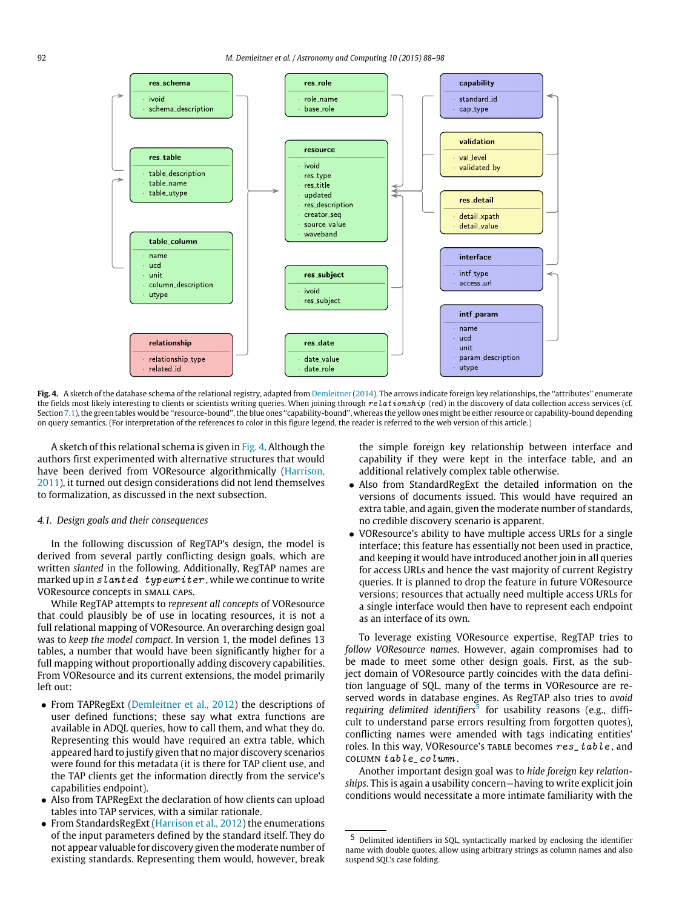res_schema
· ivoid
· schema_description

res_table
· table_description
· table_name
· table_utype

table_column
· name
· ucd
· unit
· column_description
· utype

relationship
· relationship_type
· related_id

res_role
· role_name
· base_role

resource
· ivoid
· res_type
· res_title
· updated
· res_description
· creator_seq
· source_value
· waveband

res_subject
· ivoid
· res_subject

res_date
· date_value
· date_role

capability
· standard_id
· cap_type

validation
· val_level
· validated_by

res_detail
· detail_xpath
· detail_value

interface
· intf_type
· access_url

intf_param
· name
· ucd
· unit
· param_description
· utype

**Fig. 4.** A sketch of the database schema of the relational registry, adapted from Demleitner (2014). The arrows indicate foreign key relationships, the "attributes" enumerate the fields most likely interesting to clients or scientists writing queries. When joining through `relationship` (red) in the discovery of data collection access services (cf. Section 7.1), the green tables would be "resource-bound", the blue ones "capability-bound", whereas the yellow ones might be either resource or capability-bound depending on query semantics. (For interpretation of the references to color in this figure legend, the reader is referred to the web version of this article.)

A sketch of this relational schema is given in Fig. 4. Although the authors first experimented with alternative structures that would have been derived from VOResource algorithmically (Harrison, 2011), it turned out design considerations did not lend themselves to formalization, as discussed in the next subsection.

### 4.1. Design goals and their consequences

In the following discussion of RegTAP's design, the model is derived from several partly conflicting design goals, which are written *slanted* in the following. Additionally, RegTAP names are marked up in `slanted typewriter`, while we continue to write VOResource concepts in SMALL CAPS.

While RegTAP attempts to *represent all concepts* of VOResource that could plausibly be of use in locating resources, it is not a full relational mapping of VOResource. An overarching design goal was to *keep the model compact*. In version 1, the model defines 13 tables, a number that would have been significantly higher for a full mapping without proportionally adding discovery capabilities. From VOResource and its current extensions, the model primarily left out:

- From TAPRegExt (Demleitner et al., 2012) the descriptions of user defined functions; these say what extra functions are available in ADQL queries, how to call them, and what they do. Representing this would have required an extra table, which appeared hard to justify given that no major discovery scenarios were found for this metadata (it is there for TAP client use, and the TAP clients get the information directly from the service's capabilities endpoint).
- Also from TAPRegExt the declaration of how clients can upload tables into TAP services, with a similar rationale.
- From StandardsRegExt (Harrison et al., 2012) the enumerations of the input parameters defined by the standard itself. They do not appear valuable for discovery given the moderate number of existing standards. Representing them would, however, break the simple foreign key relationship between interface and capability if they were kept in the interface table, and an additional relatively complex table otherwise.
- Also from StandardRegExt the detailed information on the versions of documents issued. This would have required an extra table, and again, given the moderate number of standards, no credible discovery scenario is apparent.
- VOResource's ability to have multiple access URLs for a single interface; this feature has essentially not been used in practice, and keeping it would have introduced another join in all queries for access URLs and hence the vast majority of current Registry queries. It is planned to drop the feature in future VOResource versions; resources that actually need multiple access URLs for a single interface would then have to represent each endpoint as an interface of its own.

To leverage existing VOResource expertise, RegTAP tries to *follow VOResource names*. However, again compromises had to be made to meet some other design goals. First, as the subject domain of VOResource partly coincides with the data definition language of SQL, many of the terms in VOResource are reserved words in database engines. As RegTAP also tries to *avoid requiring delimited identifiers*[5] for usability reasons (e.g., difficult to understand parse errors resulting from forgotten quotes), conflicting names were amended with tags indicating entities' roles. In this way, VOResource's TABLE becomes `res_table`, and COLUMN `table_column`.

Another important design goal was to *hide foreign key relationships*. This is again a usability concern—having to write explicit join conditions would necessitate a more intimate familiarity with the

[5] Delimited identifiers in SQL, syntactically marked by enclosing the identifier name with double quotes, allow using arbitrary strings as column names and also suspend SQL's case folding.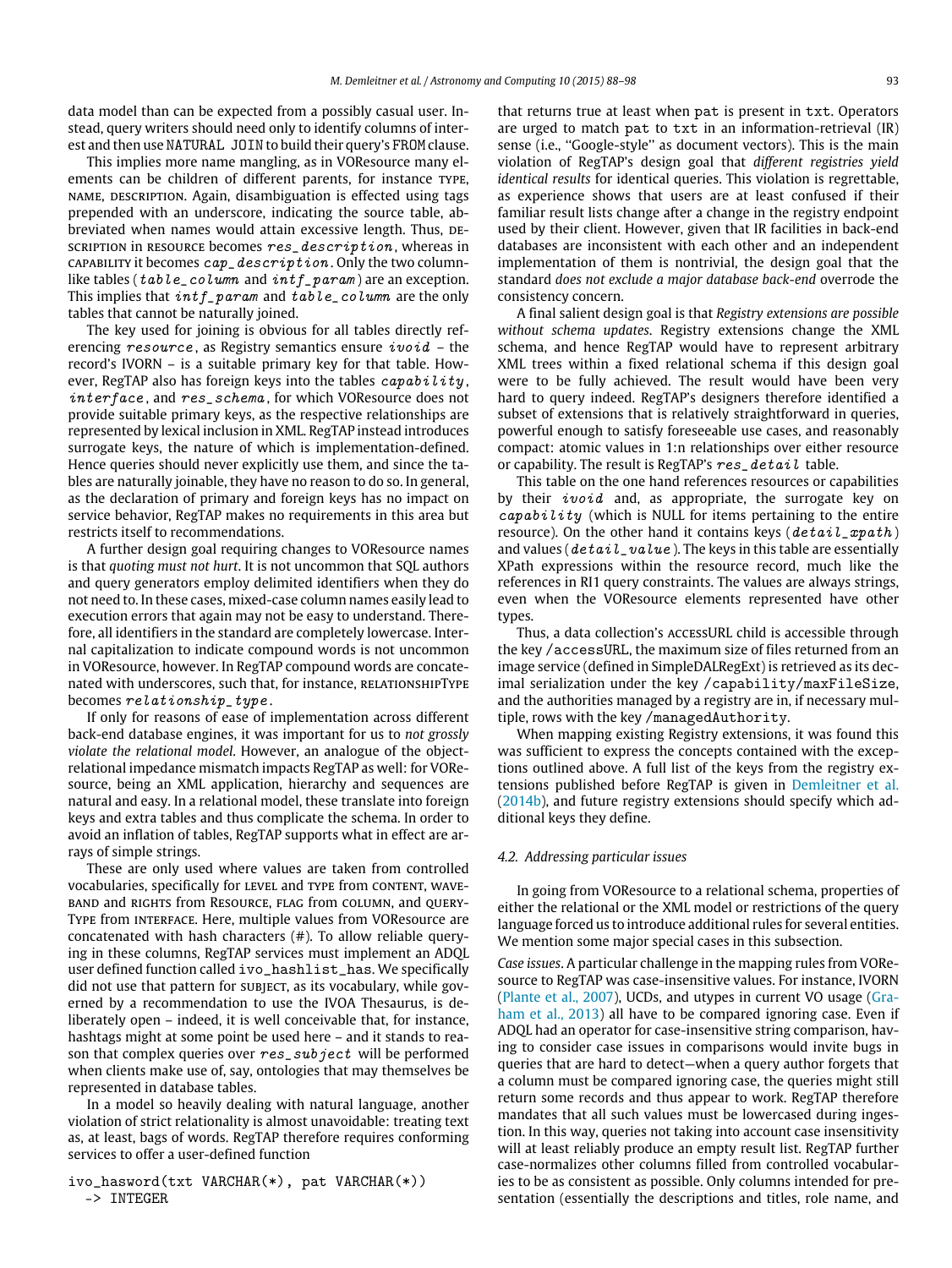data model than can be expected from a possibly casual user. Instead, query writers should need only to identify columns of interest and then use NATURAL JOIN to build their query's FROM clause.

This implies more name mangling, as in VOResource many elements can be children of different parents, for instance TYPE, NAME, DESCRIPTION. Again, disambiguation is effected using tags prepended with an underscore, indicating the source table, abbreviated when names would attain excessive length. Thus, DESCRIPTION in RESOURCE becomes *res_description*, whereas in CAPABILITY it becomes *cap_description*. Only the two column-like tables (*table_column* and *intf_param*) are an exception. This implies that *intf_param* and *table_column* are the only tables that cannot be naturally joined.

The key used for joining is obvious for all tables directly referencing *resource*, as Registry semantics ensure *ivoid* – the record's IVORN – is a suitable primary key for that table. However, RegTAP also has foreign keys into the tables *capability*, *interface*, and *res_schema*, for which VOResource does not provide suitable primary keys, as the respective relationships are represented by lexical inclusion in XML. RegTAP instead introduces surrogate keys, the nature of which is implementation-defined. Hence queries should never explicitly use them, and since the tables are naturally joinable, they have no reason to do so. In general, as the declaration of primary and foreign keys has no impact on service behavior, RegTAP makes no requirements in this area but restricts itself to recommendations.

A further design goal requiring changes to VOResource names is that *quoting must not hurt*. It is not uncommon that SQL authors and query generators employ delimited identifiers when they do not need to. In these cases, mixed-case column names easily lead to execution errors that again may not be easy to understand. Therefore, all identifiers in the standard are completely lowercase. Internal capitalization to indicate compound words is not uncommon in VOResource, however. In RegTAP they are concatenated with underscores, such that, for instance, RELATIONSHIPTYPE becomes *relationship_type*.

If only for reasons of ease of implementation across different back-end database engines, it was important for us to *not grossly violate the relational model*. However, an analogue of the object-relational impedance mismatch impacts RegTAP as well: for VOResource, being an XML application, hierarchy and sequences are natural and easy. In a relational model, these translate into foreign keys and extra tables and thus complicate the schema. In order to avoid an inflation of tables, RegTAP supports what in effect are arrays of simple strings.

These are only used where values are taken from controlled vocabularies, specifically for LEVEL and TYPE from CONTENT, WAVEBAND and RIGHTS from RESOURCE, FLAG from COLUMN, and QUERYTYPE from INTERFACE. Here, multiple values from VOResource are concatenated with hash characters (#). To allow reliable querying in these columns, RegTAP services must implement an ADQL user defined function called ivo_hashlist_has. We specifically did not use that pattern for SUBJECT, as its vocabulary, while governed by a recommendation to use the IVOA Thesaurus, is deliberately open – indeed, it is well conceivable that, for instance, hashtags might at some point be used here – and it stands to reason that complex queries over *res_subject* will be performed when clients make use of, say, ontologies that may themselves be represented in database tables.

In a model so heavily dealing with natural language, another violation of strict relationality is almost unavoidable: treating text as, at least, bags of words. RegTAP therefore requires conforming services to offer a user-defined function

```
ivo_hasword(txt VARCHAR(*), pat VARCHAR(*))
  -> INTEGER
```

that returns true at least when pat is present in txt. Operators are urged to match pat to txt in an information-retrieval (IR) sense (i.e., "Google-style" as document vectors). This is the main violation of RegTAP's design goal that *different registries yield identical results* for identical queries. This violation is regrettable, as experience shows that users are at least confused if their familiar result lists change after a change in the registry endpoint used by their client. However, given that IR facilities in back-end databases are inconsistent with each other and an independent implementation of them is nontrivial, the design goal that the standard *does not exclude a major database back-end* overrode the consistency concern.

A final salient design goal is that *Registry extensions are possible without schema updates*. Registry extensions change the XML schema, and hence RegTAP would have to represent arbitrary XML trees within a fixed relational schema if this design goal were to be fully achieved. The result would have been very hard to query indeed. RegTAP's designers therefore identified a subset of extensions that is relatively straightforward in queries, powerful enough to satisfy foreseeable use cases, and reasonably compact: atomic values in 1:n relationships over either resource or capability. The result is RegTAP's *res_detail* table.

This table on the one hand references resources or capabilities by their *ivoid* and, as appropriate, the surrogate key on *capability* (which is NULL for items pertaining to the entire resource). On the other hand it contains keys (*detail_xpath*) and values (*detail_value*). The keys in this table are essentially XPath expressions within the resource record, much like the references in RI1 query constraints. The values are always strings, even when the VOResource elements represented have other types.

Thus, a data collection's ACCESSURL child is accessible through the key /accessURL, the maximum size of files returned from an image service (defined in SimpleDALRegExt) is retrieved as its decimal serialization under the key /capability/maxFileSize, and the authorities managed by a registry are in, if necessary multiple, rows with the key /managedAuthority.

When mapping existing Registry extensions, it was found this was sufficient to express the concepts contained with the exceptions outlined above. A full list of the keys from the registry extensions published before RegTAP is given in Demleitner et al. (2014b), and future registry extensions should specify which additional keys they define.

### *4.2. Addressing particular issues*

In going from VOResource to a relational schema, properties of either the relational or the XML model or restrictions of the query language forced us to introduce additional rules for several entities. We mention some major special cases in this subsection.

*Case issues*. A particular challenge in the mapping rules from VOResource to RegTAP was case-insensitive values. For instance, IVORN (Plante et al., 2007), UCDs, and utypes in current VO usage (Graham et al., 2013) all have to be compared ignoring case. Even if ADQL had an operator for case-insensitive string comparison, having to consider case issues in comparisons would invite bugs in queries that are hard to detect—when a query author forgets that a column must be compared ignoring case, the queries might still return some records and thus appear to work. RegTAP therefore mandates that all such values must be lowercased during ingestion. In this way, queries not taking into account case insensitivity will at least reliably produce an empty result list. RegTAP further case-normalizes other columns filled from controlled vocabularies to be as consistent as possible. Only columns intended for presentation (essentially the descriptions and titles, role name, and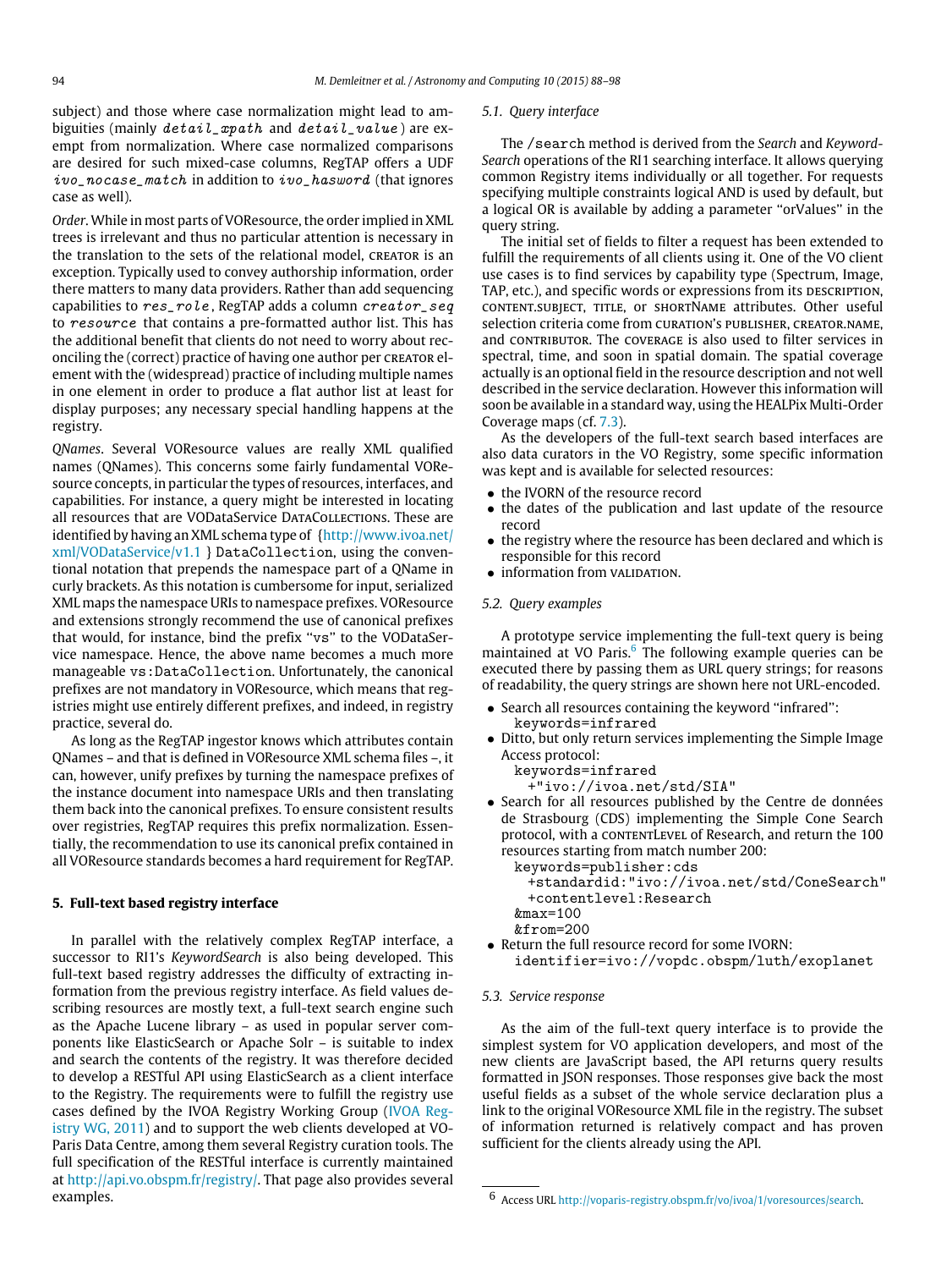subject) and those where case normalization might lead to ambiguities (mainly *detail_xpath* and *detail_value*) are exempt from normalization. Where case normalized comparisons are desired for such mixed-case columns, RegTAP offers a UDF *ivo_nocase_match* in addition to *ivo_hasword* (that ignores case as well).

*Order*. While in most parts of VOResource, the order implied in XML trees is irrelevant and thus no particular attention is necessary in the translation to the sets of the relational model, CREATOR is an exception. Typically used to convey authorship information, order there matters to many data providers. Rather than add sequencing capabilities to *res_role*, RegTAP adds a column *creator_seq* to *resource* that contains a pre-formatted author list. This has the additional benefit that clients do not need to worry about reconciling the (correct) practice of having one author per CREATOR element with the (widespread) practice of including multiple names in one element in order to produce a flat author list at least for display purposes; any necessary special handling happens at the registry.

*QNames*. Several VOResource values are really XML qualified names (QNames). This concerns some fairly fundamental VOResource concepts, in particular the types of resources, interfaces, and capabilities. For instance, a query might be interested in locating all resources that are VODataService DATACOLLECTIONS. These are identified by having an XML schema type of {http://www.ivoa.net/xml/VODataService/v1.1 } `DataCollection`, using the conventional notation that prepends the namespace part of a QName in curly brackets. As this notation is cumbersome for input, serialized XML maps the namespace URIs to namespace prefixes. VOResource and extensions strongly recommend the use of canonical prefixes that would, for instance, bind the prefix "vs" to the VODataService namespace. Hence, the above name becomes a much more manageable `vs:DataCollection`. Unfortunately, the canonical prefixes are not mandatory in VOResource, which means that registries might use entirely different prefixes, and indeed, in registry practice, several do.

As long as the RegTAP ingestor knows which attributes contain QNames – and that is defined in VOResource XML schema files –, it can, however, unify prefixes by turning the namespace prefixes of the instance document into namespace URIs and then translating them back into the canonical prefixes. To ensure consistent results over registries, RegTAP requires this prefix normalization. Essentially, the recommendation to use its canonical prefix contained in all VOResource standards becomes a hard requirement for RegTAP.

## 5. Full-text based registry interface

In parallel with the relatively complex RegTAP interface, a successor to RI1's *KeywordSearch* is also being developed. This full-text based registry addresses the difficulty of extracting information from the previous registry interface. As field values describing resources are mostly text, a full-text search engine such as the Apache Lucene library – as used in popular server components like ElasticSearch or Apache Solr – is suitable to index and search the contents of the registry. It was therefore decided to develop a RESTful API using ElasticSearch as a client interface to the Registry. The requirements were to fulfill the registry use cases defined by the IVOA Registry Working Group (IVOA Registry WG, 2011) and to support the web clients developed at VO-Paris Data Centre, among them several Registry curation tools. The full specification of the RESTful interface is currently maintained at http://api.vo.obspm.fr/registry/. That page also provides several examples.

### 5.1. Query interface

The `/search` method is derived from the *Search* and *Keyword-Search* operations of the RI1 searching interface. It allows querying common Registry items individually or all together. For requests specifying multiple constraints logical AND is used by default, but a logical OR is available by adding a parameter "orValues" in the query string.

The initial set of fields to filter a request has been extended to fulfill the requirements of all clients using it. One of the VO client use cases is to find services by capability type (Spectrum, Image, TAP, etc.), and specific words or expressions from its DESCRIPTION, CONTENT.SUBJECT, TITLE, or SHORTNAME attributes. Other useful selection criteria come from CURATION'S PUBLISHER, CREATOR.NAME, and CONTRIBUTOR. The COVERAGE is also used to filter services in spectral, time, and soon in spatial domain. The spatial coverage actually is an optional field in the resource description and not well described in the service declaration. However this information will soon be available in a standard way, using the HEALPix Multi-Order Coverage maps (cf. 7.3).

As the developers of the full-text search based interfaces are also data curators in the VO Registry, some specific information was kept and is available for selected resources:

- the IVORN of the resource record
- the dates of the publication and last update of the resource record
- the registry where the resource has been declared and which is responsible for this record
- information from VALIDATION.

### 5.2. Query examples

A prototype service implementing the full-text query is being maintained at VO Paris.[6] The following example queries can be executed there by passing them as URL query strings; for reasons of readability, the query strings are shown here not URL-encoded.

- Search all resources containing the keyword "infrared":
  ```
  keywords=infrared
  ```
- Ditto, but only return services implementing the Simple Image Access protocol:
  ```
  keywords=infrared
    +"ivo://ivoa.net/std/SIA"
  ```
- Search for all resources published by the Centre de données de Strasbourg (CDS) implementing the Simple Cone Search protocol, with a CONTENTLEVEL of Research, and return the 100 resources starting from match number 200:
  ```
  keywords=publisher:cds
    +standardid:"ivo://ivoa.net/std/ConeSearch"
    +contentlevel:Research
  &max=100
  &from=200
  ```
- Return the full resource record for some IVORN:
  ```
  identifier=ivo://vopdc.obspm/luth/exoplanet
  ```

### 5.3. Service response

As the aim of the full-text query interface is to provide the simplest system for VO application developers, and most of the new clients are JavaScript based, the API returns query results formatted in JSON responses. Those responses give back the most useful fields as a subset of the whole service declaration plus a link to the original VOResource XML file in the registry. The subset of information returned is relatively compact and has proven sufficient for the clients already using the API.

[6] Access URL http://voparis-registry.obspm.fr/vo/ivoa/1/voresources/search.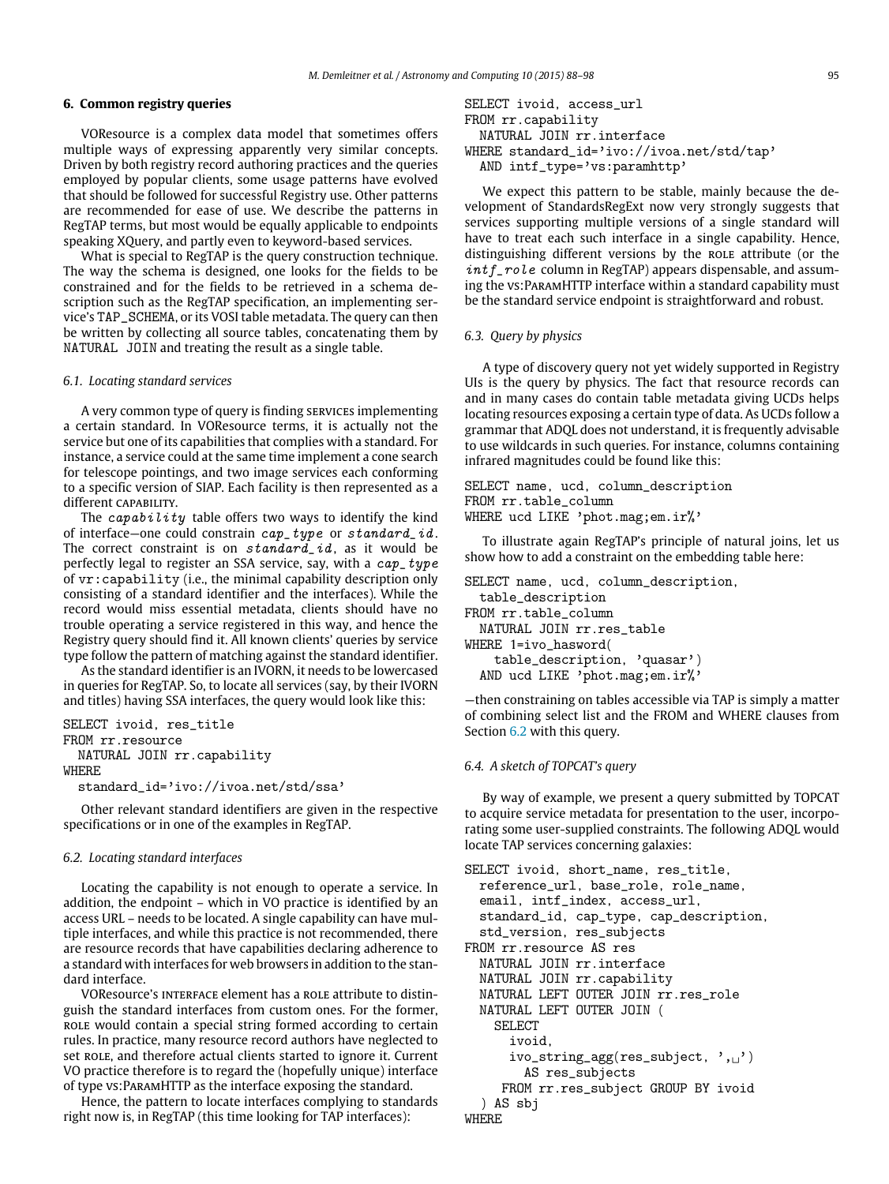## 6. Common registry queries

VOResource is a complex data model that sometimes offers multiple ways of expressing apparently very similar concepts. Driven by both registry record authoring practices and the queries employed by popular clients, some usage patterns have evolved that should be followed for successful Registry use. Other patterns are recommended for ease of use. We describe the patterns in RegTAP terms, but most would be equally applicable to endpoints speaking XQuery, and partly even to keyword-based services.

What is special to RegTAP is the query construction technique. The way the schema is designed, one looks for the fields to be constrained and for the fields to be retrieved in a schema description such as the RegTAP specification, an implementing service's TAP_SCHEMA, or its VOSI table metadata. The query can then be written by collecting all source tables, concatenating them by NATURAL JOIN and treating the result as a single table.

### 6.1. Locating standard services

A very common type of query is finding SERVICEs implementing a certain standard. In VOResource terms, it is actually not the service but one of its capabilities that complies with a standard. For instance, a service could at the same time implement a cone search for telescope pointings, and two image services each conforming to a specific version of SIAP. Each facility is then represented as a different CAPABILITY.

The *capability* table offers two ways to identify the kind of interface—one could constrain *cap_type* or *standard_id*. The correct constraint is on *standard_id*, as it would be perfectly legal to register an SSA service, say, with a *cap_type* of vr:capability (i.e., the minimal capability description only consisting of a standard identifier and the interfaces). While the record would miss essential metadata, clients should have no trouble operating a service registered in this way, and hence the Registry query should find it. All known clients' queries by service type follow the pattern of matching against the standard identifier.

As the standard identifier is an IVORN, it needs to be lowercased in queries for RegTAP. So, to locate all services (say, by their IVORN and titles) having SSA interfaces, the query would look like this:

```
SELECT ivoid, res_title
FROM rr.resource
  NATURAL JOIN rr.capability
WHERE
  standard_id='ivo://ivoa.net/std/ssa'
```

Other relevant standard identifiers are given in the respective specifications or in one of the examples in RegTAP.

### 6.2. Locating standard interfaces

Locating the capability is not enough to operate a service. In addition, the endpoint – which in VO practice is identified by an access URL – needs to be located. A single capability can have multiple interfaces, and while this practice is not recommended, there are resource records that have capabilities declaring adherence to a standard with interfaces for web browsers in addition to the standard interface.

VOResource's INTERFACE element has a ROLE attribute to distinguish the standard interfaces from custom ones. For the former, ROLE would contain a special string formed according to certain rules. In practice, many resource record authors have neglected to set ROLE, and therefore actual clients started to ignore it. Current VO practice therefore is to regard the (hopefully unique) interface of type vs:PARAMHTTP as the interface exposing the standard.

Hence, the pattern to locate interfaces complying to standards right now is, in RegTAP (this time looking for TAP interfaces):

```
SELECT ivoid, access_url
FROM rr.capability
  NATURAL JOIN rr.interface
WHERE standard_id='ivo://ivoa.net/std/tap'
  AND intf_type='vs:paramhttp'
```

We expect this pattern to be stable, mainly because the development of StandardsRegExt now very strongly suggests that services supporting multiple versions of a single standard will have to treat each such interface in a single capability. Hence, distinguishing different versions by the ROLE attribute (or the *intf_role* column in RegTAP) appears dispensable, and assuming the vs:PARAMHTTP interface within a standard capability must be the standard service endpoint is straightforward and robust.

### 6.3. Query by physics

A type of discovery query not yet widely supported in Registry UIs is the query by physics. The fact that resource records can and in many cases do contain table metadata giving UCDs helps locating resources exposing a certain type of data. As UCDs follow a grammar that ADQL does not understand, it is frequently advisable to use wildcards in such queries. For instance, columns containing infrared magnitudes could be found like this:

```
SELECT name, ucd, column_description
FROM rr.table_column
WHERE ucd LIKE 'phot.mag;em.ir%'
```

To illustrate again RegTAP's principle of natural joins, let us show how to add a constraint on the embedding table here:

```
SELECT name, ucd, column_description,
  table_description
FROM rr.table_column
  NATURAL JOIN rr.res_table
WHERE 1=ivo_hasword(
    table_description, 'quasar')
  AND ucd LIKE 'phot.mag;em.ir%'
```

—then constraining on tables accessible via TAP is simply a matter of combining select list and the FROM and WHERE clauses from Section 6.2 with this query.

### 6.4. A sketch of TOPCAT's query

By way of example, we present a query submitted by TOPCAT to acquire service metadata for presentation to the user, incorporating some user-supplied constraints. The following ADQL would locate TAP services concerning galaxies:

```
SELECT ivoid, short_name, res_title,
  reference_url, base_role, role_name,
  email, intf_index, access_url,
  standard_id, cap_type, cap_description,
  std_version, res_subjects
FROM rr.resource AS res
  NATURAL JOIN rr.interface
  NATURAL JOIN rr.capability
  NATURAL LEFT OUTER JOIN rr.res_role
  NATURAL LEFT OUTER JOIN (
    SELECT
      ivoid,
      ivo_string_agg(res_subject, ',␣')
        AS res_subjects
     FROM rr.res_subject GROUP BY ivoid
  ) AS sbj
WHERE
```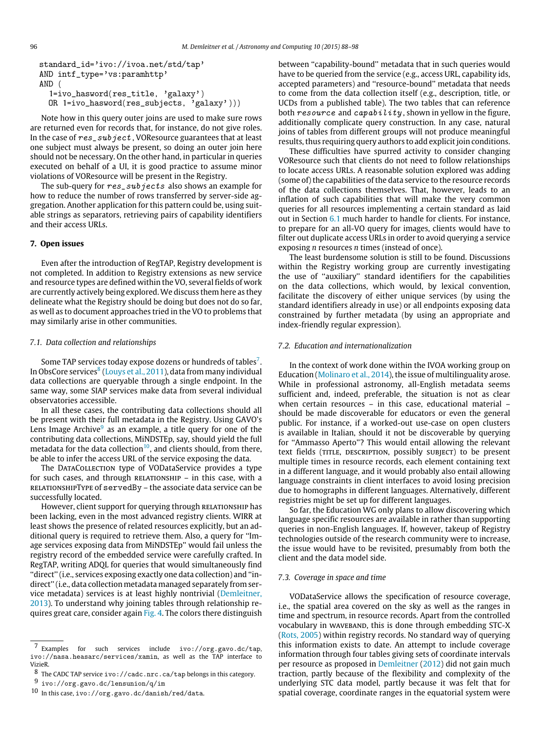```
standard_id='ivo://ivoa.net/std/tap'
AND intf_type='vs:paramhttp'
AND (
  1=ivo_hasword(res_title, 'galaxy')
  OR 1=ivo_hasword(res_subjects, 'galaxy')))
```

Note how in this query outer joins are used to make sure rows are returned even for records that, for instance, do not give roles. In the case of *res_subject*, VOResource guarantees that at least one subject must always be present, so doing an outer join here should not be necessary. On the other hand, in particular in queries executed on behalf of a UI, it is good practice to assume minor violations of VOResource will be present in the Registry.

The sub-query for *res_subjects* also shows an example for how to reduce the number of rows transferred by server-side aggregation. Another application for this pattern could be, using suitable strings as separators, retrieving pairs of capability identifiers and their access URLs.

## 7. Open issues

Even after the introduction of RegTAP, Registry development is not completed. In addition to Registry extensions as new service and resource types are defined within the VO, several fields of work are currently actively being explored. We discuss them here as they delineate what the Registry should be doing but does not do so far, as well as to document approaches tried in the VO to problems that may similarly arise in other communities.

### 7.1. Data collection and relationships

Some TAP services today expose dozens or hundreds of tables[7]. In ObsCore services[8] (Louys et al., 2011), data from many individual data collections are queryable through a single endpoint. In the same way, some SIAP services make data from several individual observatories accessible.

In all these cases, the contributing data collections should all be present with their full metadata in the Registry. Using GAVO's Lens Image Archive[9] as an example, a title query for one of the contributing data collections, MiNDSTEp, say, should yield the full metadata for the data collection[10], and clients should, from there, be able to infer the access URL of the service exposing the data.

The DataCollection type of VODataService provides a type for such cases, and through relationship – in this case, with a relationshipType of servedBy – the associate data service can be successfully located.

However, client support for querying through relationship has been lacking, even in the most advanced registry clients. WIRR at least shows the presence of related resources explicitly, but an additional query is required to retrieve them. Also, a query for "Image services exposing data from MiNDSTEp" would fail unless the registry record of the embedded service were carefully crafted. In RegTAP, writing ADQL for queries that would simultaneously find "direct" (i.e., services exposing exactly one data collection) and "indirect" (i.e., data collection metadata managed separately from service metadata) services is at least highly nontrivial (Demleitner, 2013). To understand why joining tables through relationship requires great care, consider again Fig. 4. The colors there distinguish between "capability-bound" metadata that in such queries would have to be queried from the service (e.g., access URL, capability ids, accepted parameters) and "resource-bound" metadata that needs to come from the data collection itself (e.g., description, title, or UCDs from a published table). The two tables that can reference both *resource* and *capability*, shown in yellow in the figure, additionally complicate query construction. In any case, natural joins of tables from different groups will not produce meaningful results, thus requiring query authors to add explicit join conditions.

These difficulties have spurred activity to consider changing VOResource such that clients do not need to follow relationships to locate access URLs. A reasonable solution explored was adding (some of) the capabilities of the data service to the resource records of the data collections themselves. That, however, leads to an inflation of such capabilities that will make the very common queries for all resources implementing a certain standard as laid out in Section 6.1 much harder to handle for clients. For instance, to prepare for an all-VO query for images, clients would have to filter out duplicate access URLs in order to avoid querying a service exposing *n* resources *n* times (instead of once).

The least burdensome solution is still to be found. Discussions within the Registry working group are currently investigating the use of "auxiliary" standard identifiers for the capabilities on the data collections, which would, by lexical convention, facilitate the discovery of either unique services (by using the standard identifiers already in use) or all endpoints exposing data constrained by further metadata (by using an appropriate and index-friendly regular expression).

### 7.2. Education and internationalization

In the context of work done within the IVOA working group on Education (Molinaro et al., 2014), the issue of multilinguality arose. While in professional astronomy, all-English metadata seems sufficient and, indeed, preferable, the situation is not as clear when certain resources – in this case, educational material – should be made discoverable for educators or even the general public. For instance, if a worked-out use-case on open clusters is available in Italian, should it not be discoverable by querying for "Ammasso Aperto"? This would entail allowing the relevant text fields (title, description, possibly subject) to be present multiple times in resource records, each element containing text in a different language, and it would probably also entail allowing language constraints in client interfaces to avoid losing precision due to homographs in different languages. Alternatively, different registries might be set up for different languages.

So far, the Education WG only plans to allow discovering which language specific resources are available in rather than supporting queries in non-English languages. If, however, takeup of Registry technologies outside of the research community were to increase, the issue would have to be revisited, presumably from both the client and the data model side.

### 7.3. Coverage in space and time

VODataService allows the specification of resource coverage, i.e., the spatial area covered on the sky as well as the ranges in time and spectrum, in resource records. Apart from the controlled vocabulary in waveband, this is done through embedding STC-X (Rots, 2005) within registry records. No standard way of querying this information exists to date. An attempt to include coverage information through four tables giving sets of coordinate intervals per resource as proposed in Demleitner (2012) did not gain much traction, partly because of the flexibility and complexity of the underlying STC data model, partly because it was felt that for spatial coverage, coordinate ranges in the equatorial system were

---

[7] Examples for such services include ivo://org.gavo.dc/tap, ivo://nasa.heasarc/services/xamin, as well as the TAP interface to VizieR.

[8] The CADC TAP service ivo://cadc.nrc.ca/tap belongs in this category.

[9] ivo://org.gavo.dc/lensunion/q/im

[10] In this case, ivo://org.gavo.dc/danish/red/data.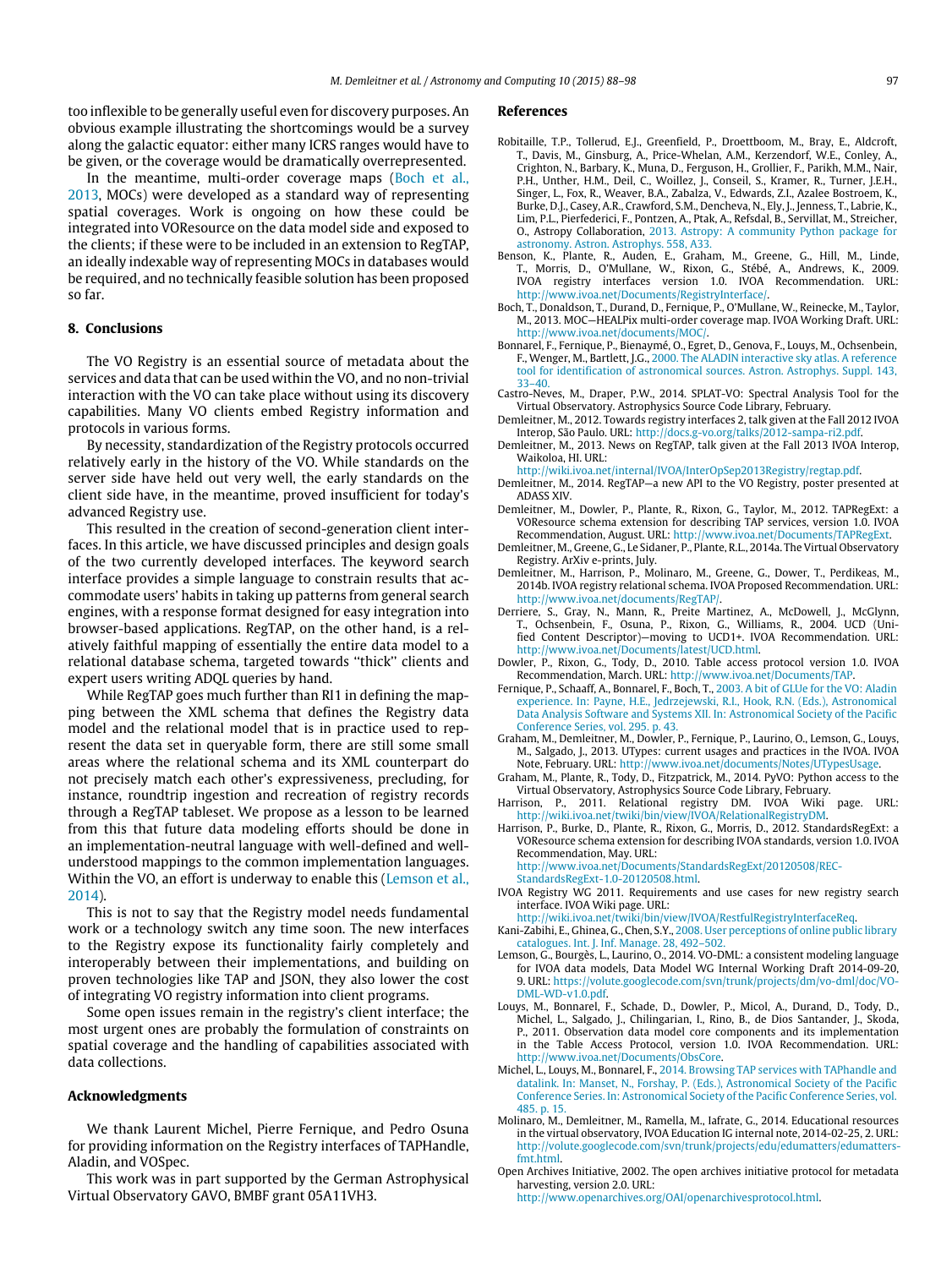too inflexible to be generally useful even for discovery purposes. An obvious example illustrating the shortcomings would be a survey along the galactic equator: either many ICRS ranges would have to be given, or the coverage would be dramatically overrepresented.

In the meantime, multi-order coverage maps (Boch et al., 2013, MOCs) were developed as a standard way of representing spatial coverages. Work is ongoing on how these could be integrated into VOResource on the data model side and exposed to the clients; if these were to be included in an extension to RegTAP, an ideally indexable way of representing MOCs in databases would be required, and no technically feasible solution has been proposed so far.

## 8. Conclusions

The VO Registry is an essential source of metadata about the services and data that can be used within the VO, and no non-trivial interaction with the VO can take place without using its discovery capabilities. Many VO clients embed Registry information and protocols in various forms.

By necessity, standardization of the Registry protocols occurred relatively early in the history of the VO. While standards on the server side have held out very well, the early standards on the client side have, in the meantime, proved insufficient for today's advanced Registry use.

This resulted in the creation of second-generation client interfaces. In this article, we have discussed principles and design goals of the two currently developed interfaces. The keyword search interface provides a simple language to constrain results that accommodate users' habits in taking up patterns from general search engines, with a response format designed for easy integration into browser-based applications. RegTAP, on the other hand, is a relatively faithful mapping of essentially the entire data model to a relational database schema, targeted towards "thick" clients and expert users writing ADQL queries by hand.

While RegTAP goes much further than RI1 in defining the mapping between the XML schema that defines the Registry data model and the relational model that is in practice used to represent the data set in queryable form, there are still some small areas where the relational schema and its XML counterpart do not precisely match each other's expressiveness, precluding, for instance, roundtrip ingestion and recreation of registry records through a RegTAP tableset. We propose as a lesson to be learned from this that future data modeling efforts should be done in an implementation-neutral language with well-defined and well-understood mappings to the common implementation languages. Within the VO, an effort is underway to enable this (Lemson et al., 2014).

This is not to say that the Registry model needs fundamental work or a technology switch any time soon. The new interfaces to the Registry expose its functionality fairly completely and interoperably between their implementations, and building on proven technologies like TAP and JSON, they also lower the cost of integrating VO registry information into client programs.

Some open issues remain in the registry's client interface; the most urgent ones are probably the formulation of constraints on spatial coverage and the handling of capabilities associated with data collections.

## Acknowledgments

We thank Laurent Michel, Pierre Fernique, and Pedro Osuna for providing information on the Registry interfaces of TAPHandle, Aladin, and VOSpec.

This work was in part supported by the German Astrophysical Virtual Observatory GAVO, BMBF grant 05A11VH3.

## References

Robitaille, T.P., Tollerud, E.J., Greenfield, P., Droettboom, M., Bray, E., Aldcroft, T., Davis, M., Ginsburg, A., Price-Whelan, A.M., Kerzendorf, W.E., Conley, A., Crighton, N., Barbary, K., Muna, D., Ferguson, H., Grollier, F., Parikh, M.M., Nair, P.H., Unther, H.M., Deil, C., Woillez, J., Conseil, S., Kramer, R., Turner, J.E.H., Singer, L., Fox, R., Weaver, B.A., Zabalza, V., Edwards, Z.I., Azalee Bostroem, K., Burke, D.J., Casey, A.R., Crawford, S.M., Dencheva, N., Ely, J., Jenness, T., Labrie, K., Lim, P.L., Pierfederici, F., Pontzen, A., Ptak, A., Refsdal, B., Servillat, M., Streicher, O., Astropy Collaboration, 2013. Astropy: A community Python package for astronomy. Astron. Astrophys. 558, A33.

Benson, K., Plante, R., Auden, E., Graham, M., Greene, G., Hill, M., Linde, T., Morris, D., O'Mullane, W., Rixon, G., Stébé, A., Andrews, K., 2009. IVOA registry interfaces version 1.0. IVOA Recommendation. URL: http://www.ivoa.net/Documents/RegistryInterface/.

Boch, T., Donaldson, T., Durand, D., Fernique, P., O'Mullane, W., Reinecke, M., Taylor, M., 2013. MOC—HEALPix multi-order coverage map. IVOA Working Draft. URL: http://www.ivoa.net/documents/MOC/.

Bonnarel, F., Fernique, P., Bienaymé, O., Egret, D., Genova, F., Louys, M., Ochsenbein, F., Wenger, M., Bartlett, J.G., 2000. The ALADIN interactive sky atlas. A reference tool for identification of astronomical sources. Astron. Astrophys. Suppl. 143, 33–40.

Castro-Neves, M., Draper, P.W., 2014. SPLAT-VO: Spectral Analysis Tool for the Virtual Observatory. Astrophysics Source Code Library, February.

Demleitner, M., 2012. Towards registry interfaces 2, talk given at the Fall 2012 IVOA Interop, São Paulo. URL: http://docs.g-vo.org/talks/2012-sampa-ri2.pdf.

Demleitner, M., 2013. News on RegTAP, talk given at the Fall 2013 IVOA Interop, Waikoloa, HI. URL: http://wiki.ivoa.net/internal/IVOA/InterOpSep2013Registry/regtap.pdf.

Demleitner, M., 2014. RegTAP—a new API to the VO Registry, poster presented at ADASS XIV.

Demleitner, M., Dowler, P., Plante, R., Rixon, G., Taylor, M., 2012. TAPRegExt: a VOResource schema extension for describing TAP services, version 1.0. IVOA Recommendation, August. URL: http://www.ivoa.net/Documents/TAPRegExt.

Demleitner, M., Greene, G., Le Sidaner, P., Plante, R.L., 2014a. The Virtual Observatory Registry. ArXiv e-prints, July.

Demleitner, M., Harrison, P., Molinaro, M., Greene, G., Dower, T., Perdikeas, M., 2014b. IVOA registry relational schema. IVOA Proposed Recommendation. URL: http://www.ivoa.net/documents/RegTAP/.

Derriere, S., Gray, N., Mann, R., Preite Martinez, A., McDowell, J., McGlynn, T., Ochsenbein, F., Osuna, P., Rixon, G., Williams, R., 2004. UCD (Unified Content Descriptor)—moving to UCD1+. IVOA Recommendation. URL: http://www.ivoa.net/Documents/latest/UCD.html.

Dowler, P., Rixon, G., Tody, D., 2010. Table access protocol version 1.0. IVOA Recommendation, March. URL: http://www.ivoa.net/Documents/TAP.

Fernique, P., Schaaff, A., Bonnarel, F., Boch, T., 2003. A bit of GLUe for the VO: Aladin experience. In: Payne, H.E., Jedrzejewski, R.I., Hook, R.N. (Eds.), Astronomical Data Analysis Software and Systems XII. In: Astronomical Society of the Pacific Conference Series, vol. 295. p. 43.

Graham, M., Demleitner, M., Dowler, P., Fernique, P., Laurino, O., Lemson, G., Louys, M., Salgado, J., 2013. UTypes: current usages and practices in the IVOA. IVOA Note, February. URL: http://www.ivoa.net/documents/Notes/UTypesUsage.

Graham, M., Plante, R., Tody, D., Fitzpatrick, M., 2014. PyVO: Python access to the Virtual Observatory. Astrophysics Source Code Library, February.

Harrison, P., 2011. Relational registry DM. IVOA Wiki page. URL: http://wiki.ivoa.net/twiki/bin/view/IVOA/RelationalRegistryDM.

Harrison, P., Burke, D., Plante, R., Rixon, G., Morris, D., 2012. StandardsRegExt: a VOResource schema extension for describing IVOA standards, version 1.0. IVOA Recommendation, May. URL: http://www.ivoa.net/Documents/StandardsRegExt/20120508/REC-StandardsRegExt-1.0-20120508.html.

IVOA Registry WG 2011. Requirements and use cases for new registry search interface. IVOA Wiki page. URL: http://wiki.ivoa.net/twiki/bin/view/IVOA/RestfulRegistryInterfaceReq.

Kani-Zabihi, E., Ghinea, G., Chen, S.Y., 2008. User perceptions of online public library catalogues. Int. J. Inf. Manage. 28, 492–502.

Lemson, G., Bourgès, L., Laurino, O., 2014. VO-DML: a consistent modeling language for IVOA data models, Data Model WG Internal Working Draft 2014-09-20, 9. URL: https://volute.googlecode.com/svn/trunk/projects/dm/vo-dml/doc/VO-DML-WD-v1.0.pdf.

Louys, M., Bonnarel, F., Schade, D., Dowler, P., Micol, A., Durand, D., Tody, D., Michel, L., Salgado, J., Chilingarian, I., Rino, B., de Dios Santander, J., Skoda, P., 2011. Observation data model core components and its implementation in the Table Access Protocol, version 1.0. IVOA Recommendation. URL: http://www.ivoa.net/Documents/ObsCore.

Michel, L., Louys, M., Bonnarel, F., 2014. Browsing TAP services with TAPhandle and datalink. In: Manset, N., Forshay, P. (Eds.), Astronomical Society of the Pacific Conference Series. In: Astronomical Society of the Pacific Conference Series, vol. 485. p. 15.

Molinaro, M., Demleitner, M., Ramella, M., Iafrate, G., 2014. Educational resources in the virtual observatory, IVOA Education IG internal note, 2014-02-25, 2. URL: http://volute.googlecode.com/svn/trunk/projects/edu/edumatters/edumatters-fmt.html.

Open Archives Initiative, 2002. The open archives initiative protocol for metadata harvesting, version 2.0. URL: http://www.openarchives.org/OAI/openarchivesprotocol.html.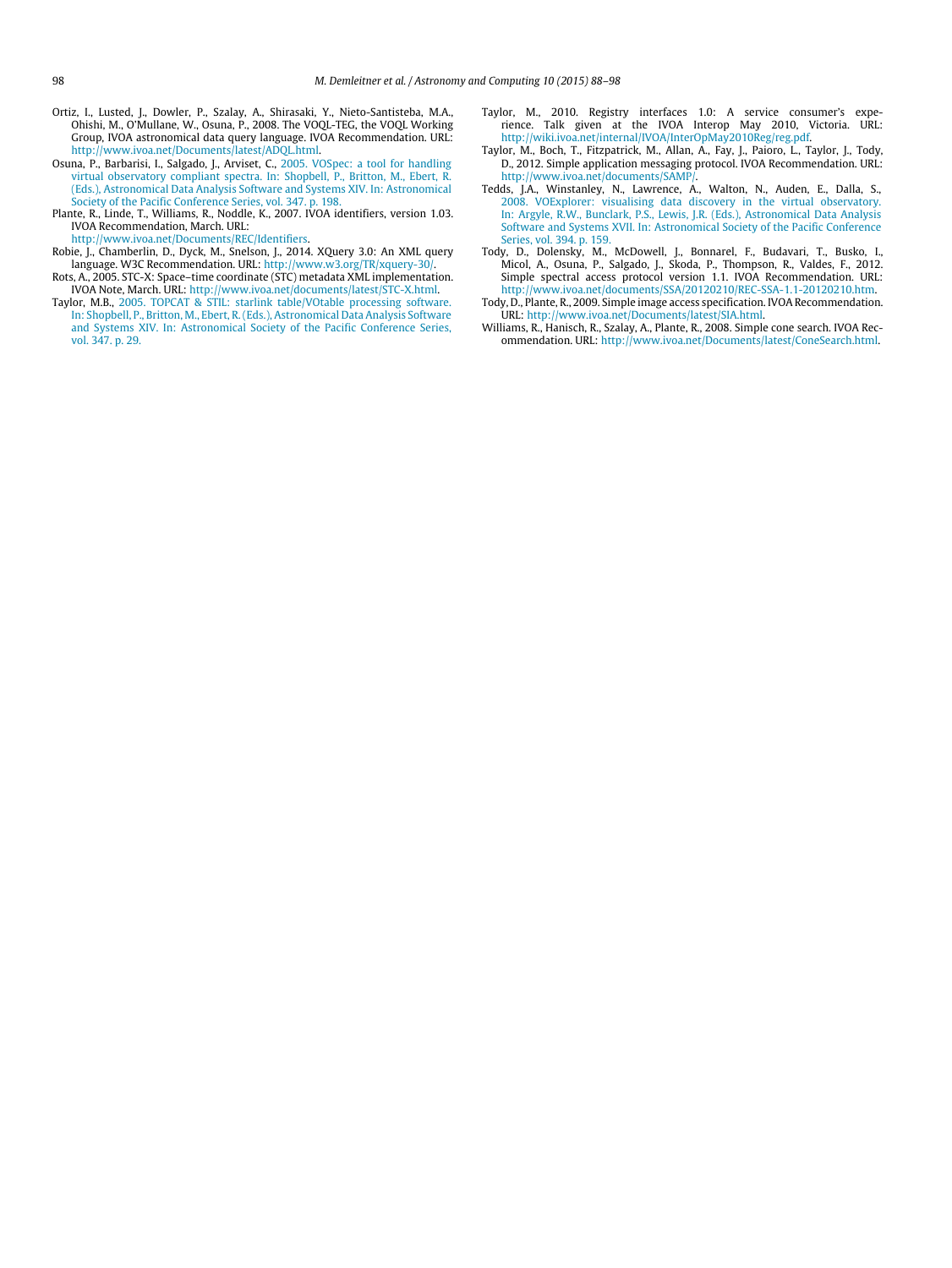Ortiz, I., Lusted, J., Dowler, P., Szalay, A., Shirasaki, Y., Nieto-Santisteba, M.A., Ohishi, M., O'Mullane, W., Osuna, P., 2008. The VOQL-TEG, the VOQL Working Group, IVOA astronomical data query language. IVOA Recommendation. URL: http://www.ivoa.net/Documents/latest/ADQL.html.

Osuna, P., Barbarisi, I., Salgado, J., Arviset, C., 2005. VOSpec: a tool for handling virtual observatory compliant spectra. In: Shopbell, P., Britton, M., Ebert, R. (Eds.), Astronomical Data Analysis Software and Systems XIV. In: Astronomical Society of the Pacific Conference Series, vol. 347. p. 198.

Plante, R., Linde, T., Williams, R., Noddle, K., 2007. IVOA identifiers, version 1.03. IVOA Recommendation, March. URL: http://www.ivoa.net/Documents/REC/Identifiers.

Robie, J., Chamberlin, D., Dyck, M., Snelson, J., 2014. XQuery 3.0: An XML query language. W3C Recommendation. URL: http://www.w3.org/TR/xquery-30/.

Rots, A., 2005. STC-X: Space–time coordinate (STC) metadata XML implementation. IVOA Note, March. URL: http://www.ivoa.net/documents/latest/STC-X.html.

Taylor, M.B., 2005. TOPCAT & STIL: starlink table/VOtable processing software. In: Shopbell, P., Britton, M., Ebert, R. (Eds.), Astronomical Data Analysis Software and Systems XIV. In: Astronomical Society of the Pacific Conference Series, vol. 347. p. 29.

Taylor, M., 2010. Registry interfaces 1.0: A service consumer's experience. Talk given at the IVOA Interop May 2010, Victoria. URL: http://wiki.ivoa.net/internal/IVOA/InterOpMay2010Reg/reg.pdf.

Taylor, M., Boch, T., Fitzpatrick, M., Allan, A., Fay, J., Paioro, L., Taylor, J., Tody, D., 2012. Simple application messaging protocol. IVOA Recommendation. URL: http://www.ivoa.net/documents/SAMP/.

Tedds, J.A., Winstanley, N., Lawrence, A., Walton, N., Auden, E., Dalla, S., 2008. VOExplorer: visualising data discovery in the virtual observatory. In: Argyle, R.W., Bunclark, P.S., Lewis, J.R. (Eds.), Astronomical Data Analysis Software and Systems XVII. In: Astronomical Society of the Pacific Conference Series, vol. 394. p. 159.

Tody, D., Dolensky, M., McDowell, J., Bonnarel, F., Budavari, T., Busko, I., Micol, A., Osuna, P., Salgado, J., Skoda, P., Thompson, R., Valdes, F., 2012. Simple spectral access protocol version 1.1. IVOA Recommendation. URL: http://www.ivoa.net/documents/SSA/20120210/REC-SSA-1.1-20120210.htm.

Tody, D., Plante, R., 2009. Simple image access specification. IVOA Recommendation. URL: http://www.ivoa.net/Documents/latest/SIA.html.

Williams, R., Hanisch, R., Szalay, A., Plante, R., 2008. Simple cone search. IVOA Recommendation. URL: http://www.ivoa.net/Documents/latest/ConeSearch.html.